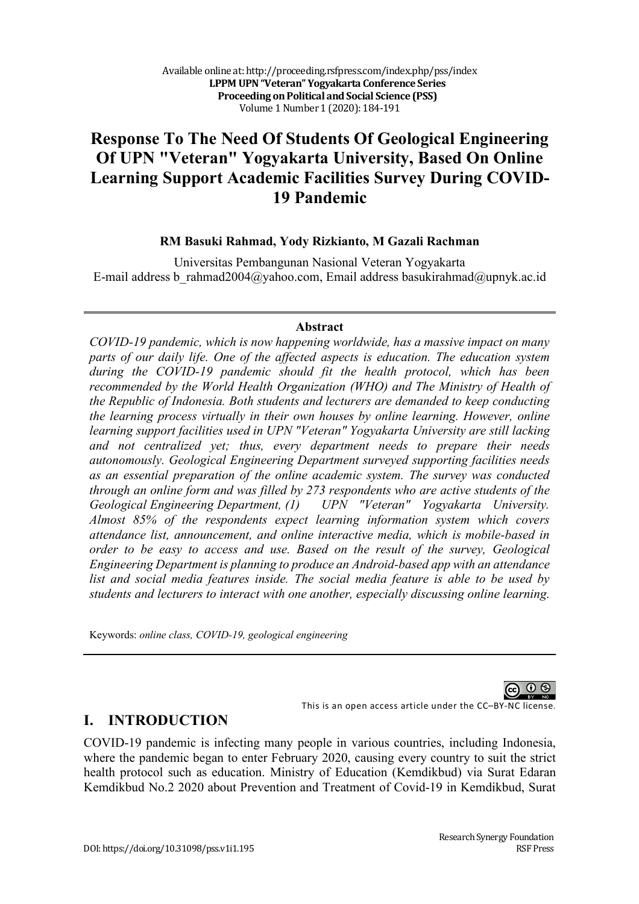# Response To The Need Of Students Of Geological Engineering Of UPN "Veteran" Yogyakarta University, Based On Online Learning Support Academic Facilities Survey During COVID-19 Pandemic

**RM Basuki Rahmad, Yody Rizkianto, M Gazali Rachman**

Universitas Pembangunan Nasional Veteran Yogyakarta
E-mail address b_rahmad2004@yahoo.com, Email address basukirahmad@upnyk.ac.id

---

**Abstract**

*COVID-19 pandemic, which is now happening worldwide, has a massive impact on many parts of our daily life. One of the affected aspects is education. The education system during the COVID-19 pandemic should fit the health protocol, which has been recommended by the World Health Organization (WHO) and The Ministry of Health of the Republic of Indonesia. Both students and lecturers are demanded to keep conducting the learning process virtually in their own houses by online learning. However, online learning support facilities used in UPN "Veteran" Yogyakarta University are still lacking and not centralized yet; thus, every department needs to prepare their needs autonomously. Geological Engineering Department surveyed supporting facilities needs as an essential preparation of the online academic system. The survey was conducted through an online form and was filled by 273 respondents who are active students of the Geological Engineering Department, (1) UPN "Veteran" Yogyakarta University. Almost 85% of the respondents expect learning information system which covers attendance list, announcement, and online interactive media, which is mobile-based in order to be easy to access and use. Based on the result of the survey, Geological Engineering Department is planning to produce an Android-based app with an attendance list and social media features inside. The social media feature is able to be used by students and lecturers to interact with one another, especially discussing online learning.*

Keywords: *online class, COVID-19, geological engineering*

---

This is an open access article under the CC–BY-NC license.

## I. INTRODUCTION

COVID-19 pandemic is infecting many people in various countries, including Indonesia, where the pandemic began to enter February 2020, causing every country to suit the strict health protocol such as education. Ministry of Education (Kemdikbud) via Surat Edaran Kemdikbud No.2 2020 about Prevention and Treatment of Covid-19 in Kemdikbud, Surat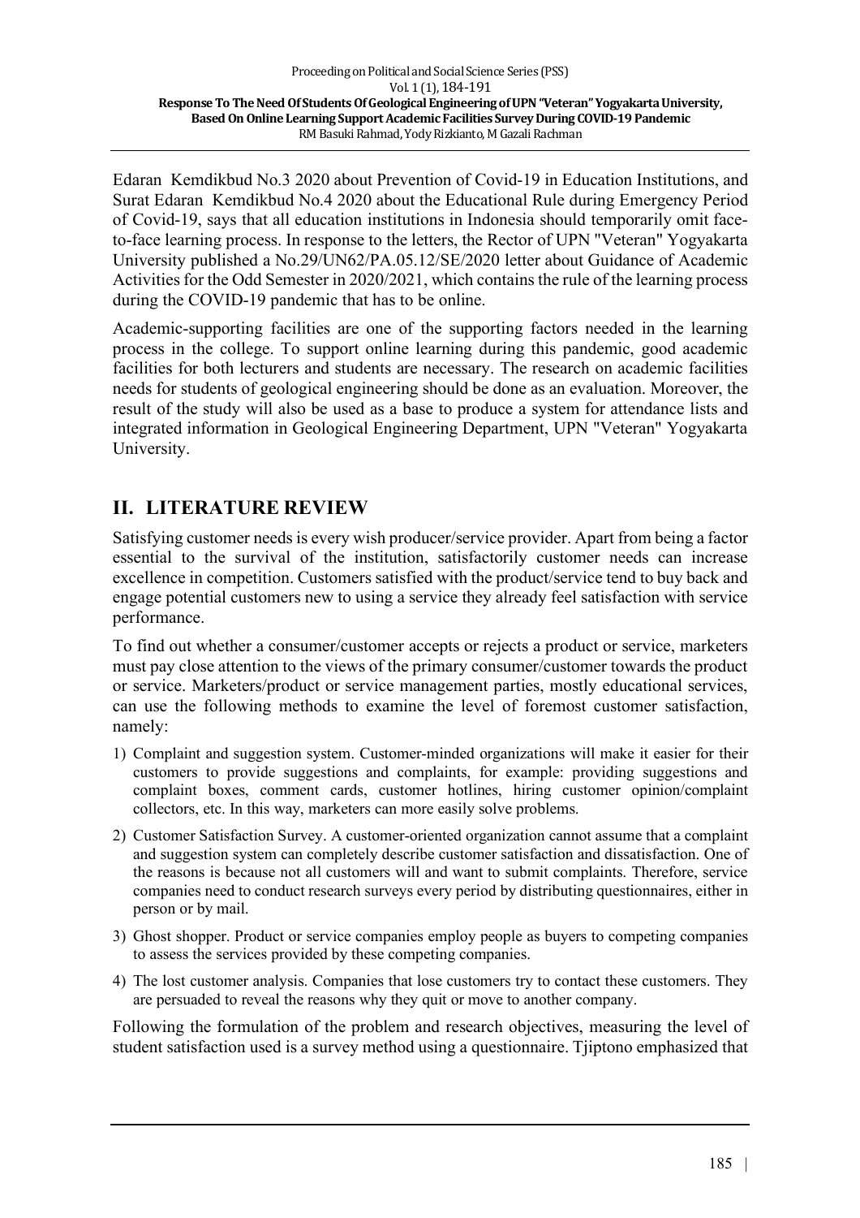Edaran Kemdikbud No.3 2020 about Prevention of Covid-19 in Education Institutions, and Surat Edaran Kemdikbud No.4 2020 about the Educational Rule during Emergency Period of Covid-19, says that all education institutions in Indonesia should temporarily omit face-to-face learning process. In response to the letters, the Rector of UPN "Veteran" Yogyakarta University published a No.29/UN62/PA.05.12/SE/2020 letter about Guidance of Academic Activities for the Odd Semester in 2020/2021, which contains the rule of the learning process during the COVID-19 pandemic that has to be online.

Academic-supporting facilities are one of the supporting factors needed in the learning process in the college. To support online learning during this pandemic, good academic facilities for both lecturers and students are necessary. The research on academic facilities needs for students of geological engineering should be done as an evaluation. Moreover, the result of the study will also be used as a base to produce a system for attendance lists and integrated information in Geological Engineering Department, UPN "Veteran" Yogyakarta University.

## II. LITERATURE REVIEW

Satisfying customer needs is every wish producer/service provider. Apart from being a factor essential to the survival of the institution, satisfactorily customer needs can increase excellence in competition. Customers satisfied with the product/service tend to buy back and engage potential customers new to using a service they already feel satisfaction with service performance.

To find out whether a consumer/customer accepts or rejects a product or service, marketers must pay close attention to the views of the primary consumer/customer towards the product or service. Marketers/product or service management parties, mostly educational services, can use the following methods to examine the level of foremost customer satisfaction, namely:

1) Complaint and suggestion system. Customer-minded organizations will make it easier for their customers to provide suggestions and complaints, for example: providing suggestions and complaint boxes, comment cards, customer hotlines, hiring customer opinion/complaint collectors, etc. In this way, marketers can more easily solve problems.
2) Customer Satisfaction Survey. A customer-oriented organization cannot assume that a complaint and suggestion system can completely describe customer satisfaction and dissatisfaction. One of the reasons is because not all customers will and want to submit complaints. Therefore, service companies need to conduct research surveys every period by distributing questionnaires, either in person or by mail.
3) Ghost shopper. Product or service companies employ people as buyers to competing companies to assess the services provided by these competing companies.
4) The lost customer analysis. Companies that lose customers try to contact these customers. They are persuaded to reveal the reasons why they quit or move to another company.

Following the formulation of the problem and research objectives, measuring the level of student satisfaction used is a survey method using a questionnaire. Tjiptono emphasized that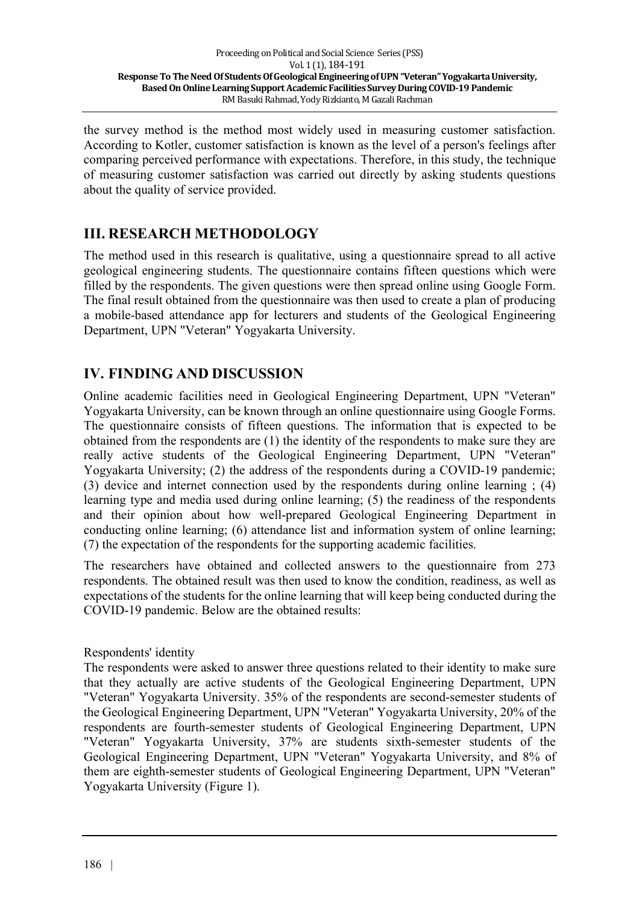the survey method is the method most widely used in measuring customer satisfaction. According to Kotler, customer satisfaction is known as the level of a person's feelings after comparing perceived performance with expectations. Therefore, in this study, the technique of measuring customer satisfaction was carried out directly by asking students questions about the quality of service provided.

## III. RESEARCH METHODOLOGY

The method used in this research is qualitative, using a questionnaire spread to all active geological engineering students. The questionnaire contains fifteen questions which were filled by the respondents. The given questions were then spread online using Google Form. The final result obtained from the questionnaire was then used to create a plan of producing a mobile-based attendance app for lecturers and students of the Geological Engineering Department, UPN "Veteran" Yogyakarta University.

## IV. FINDING AND DISCUSSION

Online academic facilities need in Geological Engineering Department, UPN "Veteran" Yogyakarta University, can be known through an online questionnaire using Google Forms. The questionnaire consists of fifteen questions. The information that is expected to be obtained from the respondents are (1) the identity of the respondents to make sure they are really active students of the Geological Engineering Department, UPN "Veteran" Yogyakarta University; (2) the address of the respondents during a COVID-19 pandemic; (3) device and internet connection used by the respondents during online learning ; (4) learning type and media used during online learning; (5) the readiness of the respondents and their opinion about how well-prepared Geological Engineering Department in conducting online learning; (6) attendance list and information system of online learning; (7) the expectation of the respondents for the supporting academic facilities.

The researchers have obtained and collected answers to the questionnaire from 273 respondents. The obtained result was then used to know the condition, readiness, as well as expectations of the students for the online learning that will keep being conducted during the COVID-19 pandemic. Below are the obtained results:

Respondents' identity

The respondents were asked to answer three questions related to their identity to make sure that they actually are active students of the Geological Engineering Department, UPN "Veteran" Yogyakarta University. 35% of the respondents are second-semester students of the Geological Engineering Department, UPN "Veteran" Yogyakarta University, 20% of the respondents are fourth-semester students of Geological Engineering Department, UPN "Veteran" Yogyakarta University, 37% are students sixth-semester students of the Geological Engineering Department, UPN "Veteran" Yogyakarta University, and 8% of them are eighth-semester students of Geological Engineering Department, UPN "Veteran" Yogyakarta University (Figure 1).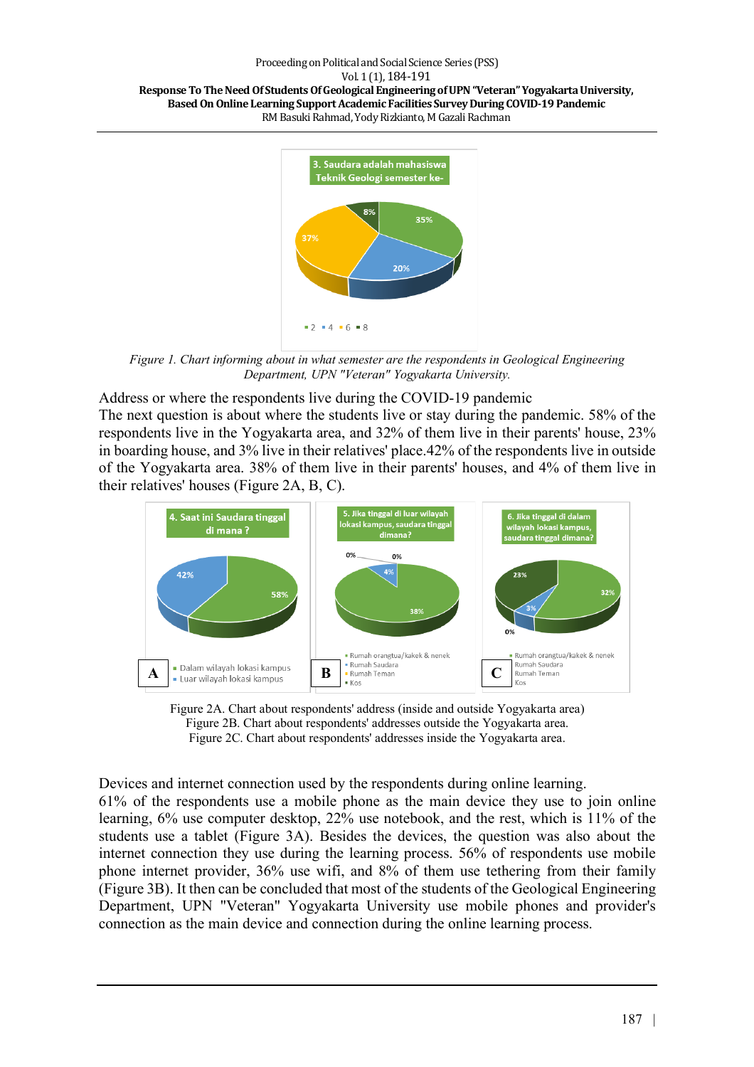*Figure 1. Chart informing about in what semester are the respondents in Geological Engineering Department, UPN "Veteran" Yogyakarta University.*

Address or where the respondents live during the COVID-19 pandemic

The next question is about where the students live or stay during the pandemic. 58% of the respondents live in the Yogyakarta area, and 32% of them live in their parents' house, 23% in boarding house, and 3% live in their relatives' place.42% of the respondents live in outside of the Yogyakarta area. 38% of them live in their parents' houses, and 4% of them live in their relatives' houses (Figure 2A, B, C).

Figure 2A. Chart about respondents' address (inside and outside Yogyakarta area)
Figure 2B. Chart about respondents' addresses outside the Yogyakarta area.
Figure 2C. Chart about respondents' addresses inside the Yogyakarta area.

Devices and internet connection used by the respondents during online learning.

61% of the respondents use a mobile phone as the main device they use to join online learning, 6% use computer desktop, 22% use notebook, and the rest, which is 11% of the students use a tablet (Figure 3A). Besides the devices, the question was also about the internet connection they use during the learning process. 56% of respondents use mobile phone internet provider, 36% use wifi, and 8% of them use tethering from their family (Figure 3B). It then can be concluded that most of the students of the Geological Engineering Department, UPN "Veteran" Yogyakarta University use mobile phones and provider's connection as the main device and connection during the online learning process.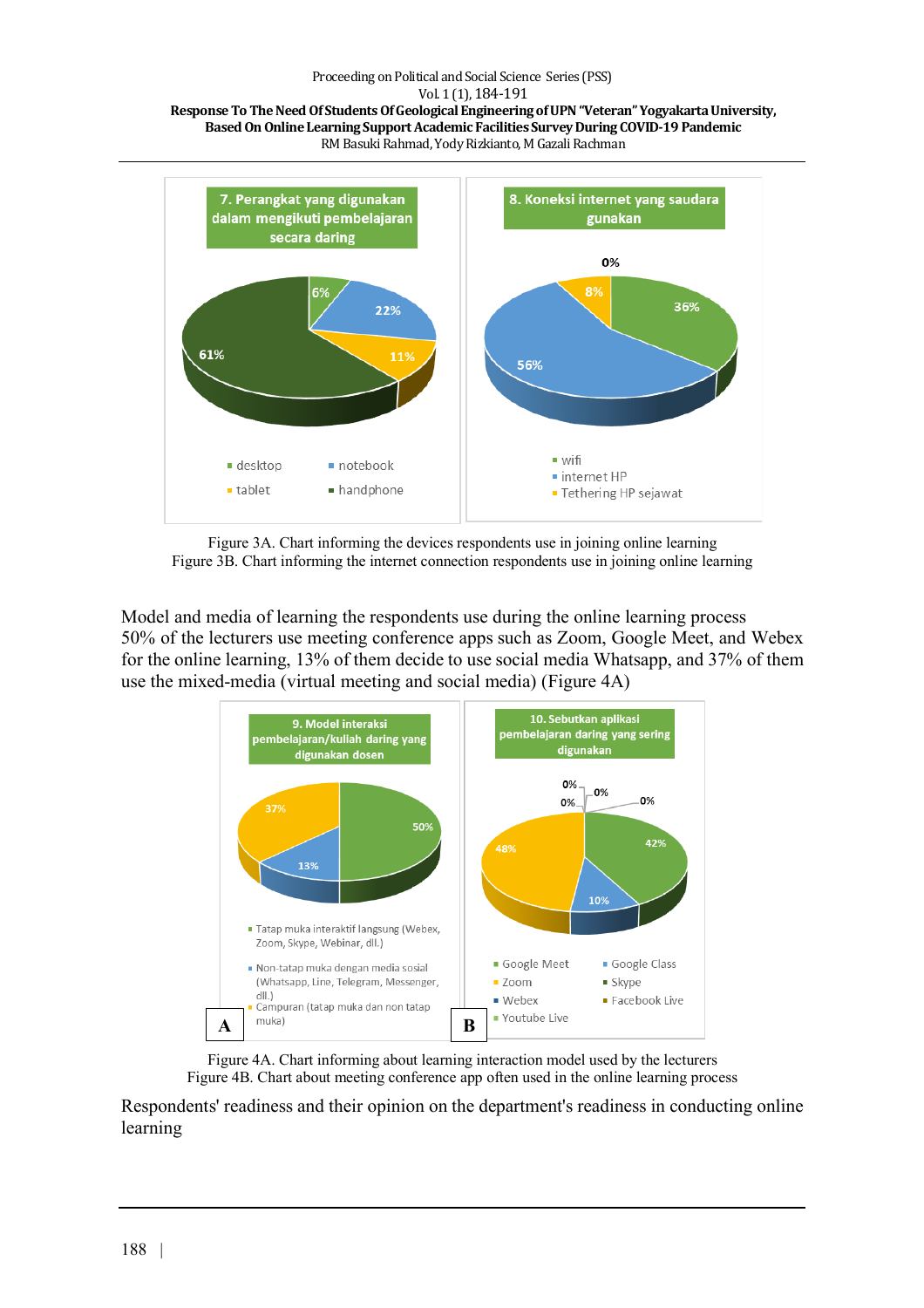Figure 3A. Chart informing the devices respondents use in joining online learning
Figure 3B. Chart informing the internet connection respondents use in joining online learning

Model and media of learning the respondents use during the online learning process
50% of the lecturers use meeting conference apps such as Zoom, Google Meet, and Webex for the online learning, 13% of them decide to use social media Whatsapp, and 37% of them use the mixed-media (virtual meeting and social media) (Figure 4A)

Figure 4A. Chart informing about learning interaction model used by the lecturers
Figure 4B. Chart about meeting conference app often used in the online learning process

Respondents' readiness and their opinion on the department's readiness in conducting online learning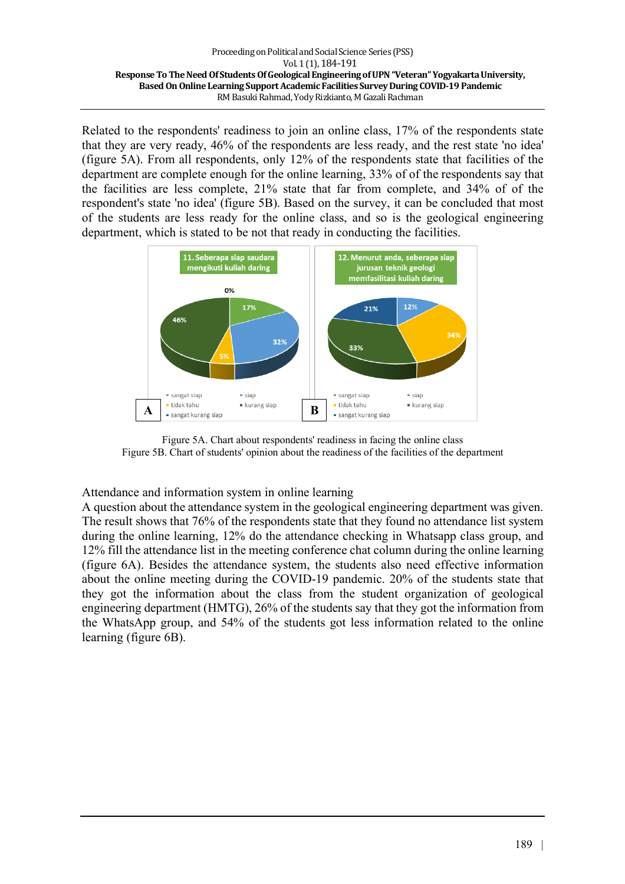Related to the respondents' readiness to join an online class, 17% of the respondents state that they are very ready, 46% of the respondents are less ready, and the rest state 'no idea' (figure 5A). From all respondents, only 12% of the respondents state that facilities of the department are complete enough for the online learning, 33% of of the respondents say that the facilities are less complete, 21% state that far from complete, and 34% of of the respondent's state 'no idea' (figure 5B). Based on the survey, it can be concluded that most of the students are less ready for the online class, and so is the geological engineering department, which is stated to be not that ready in conducting the facilities.

Figure 5A. Chart about respondents' readiness in facing the online class
Figure 5B. Chart of students' opinion about the readiness of the facilities of the department

Attendance and information system in online learning

A question about the attendance system in the geological engineering department was given. The result shows that 76% of the respondents state that they found no attendance list system during the online learning, 12% do the attendance checking in Whatsapp class group, and 12% fill the attendance list in the meeting conference chat column during the online learning (figure 6A). Besides the attendance system, the students also need effective information about the online meeting during the COVID-19 pandemic. 20% of the students state that they got the information about the class from the student organization of geological engineering department (HMTG), 26% of the students say that they got the information from the WhatsApp group, and 54% of the students got less information related to the online learning (figure 6B).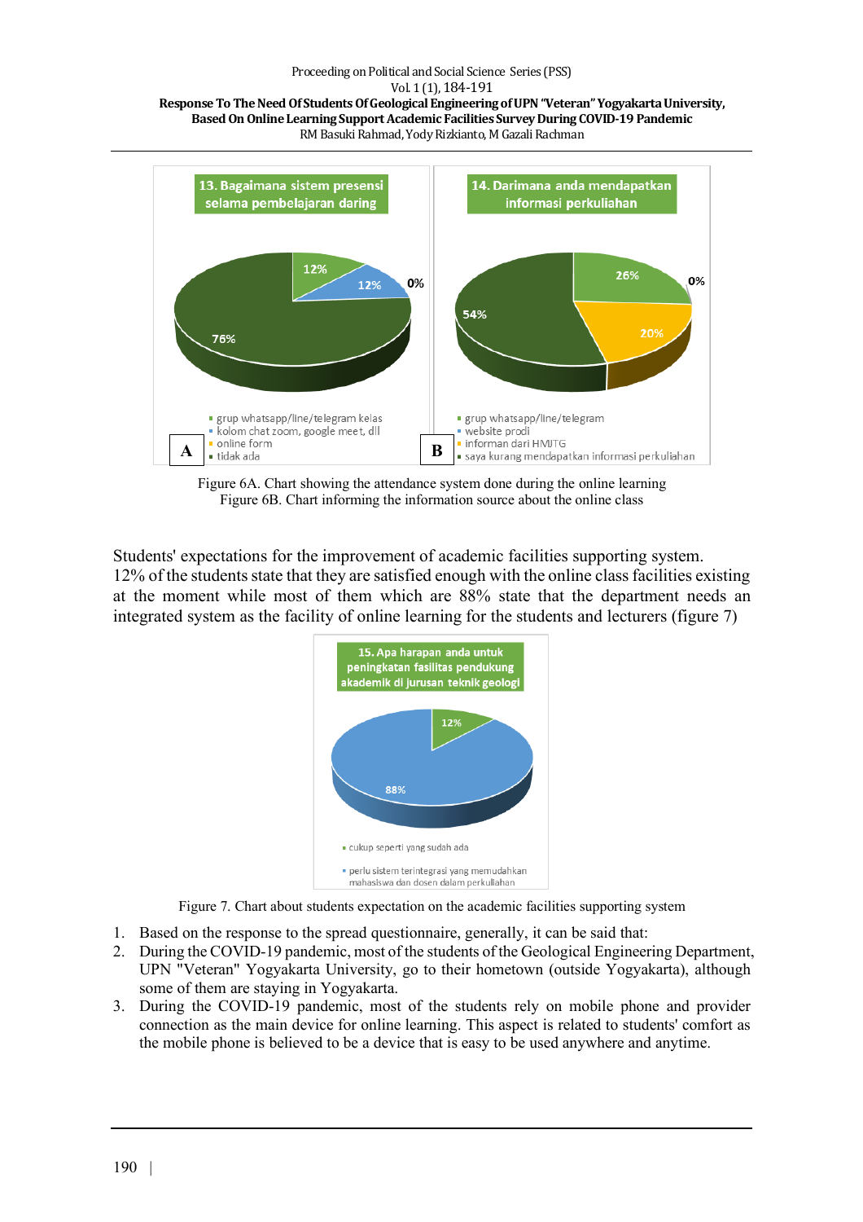Figure 6A. Chart showing the attendance system done during the online learning
Figure 6B. Chart informing the information source about the online class

Students' expectations for the improvement of academic facilities supporting system. 12% of the students state that they are satisfied enough with the online class facilities existing at the moment while most of them which are 88% state that the department needs an integrated system as the facility of online learning for the students and lecturers (figure 7)

Figure 7. Chart about students expectation on the academic facilities supporting system

1. Based on the response to the spread questionnaire, generally, it can be said that:
2. During the COVID-19 pandemic, most of the students of the Geological Engineering Department, UPN "Veteran" Yogyakarta University, go to their hometown (outside Yogyakarta), although some of them are staying in Yogyakarta.
3. During the COVID-19 pandemic, most of the students rely on mobile phone and provider connection as the main device for online learning. This aspect is related to students' comfort as the mobile phone is believed to be a device that is easy to be used anywhere and anytime.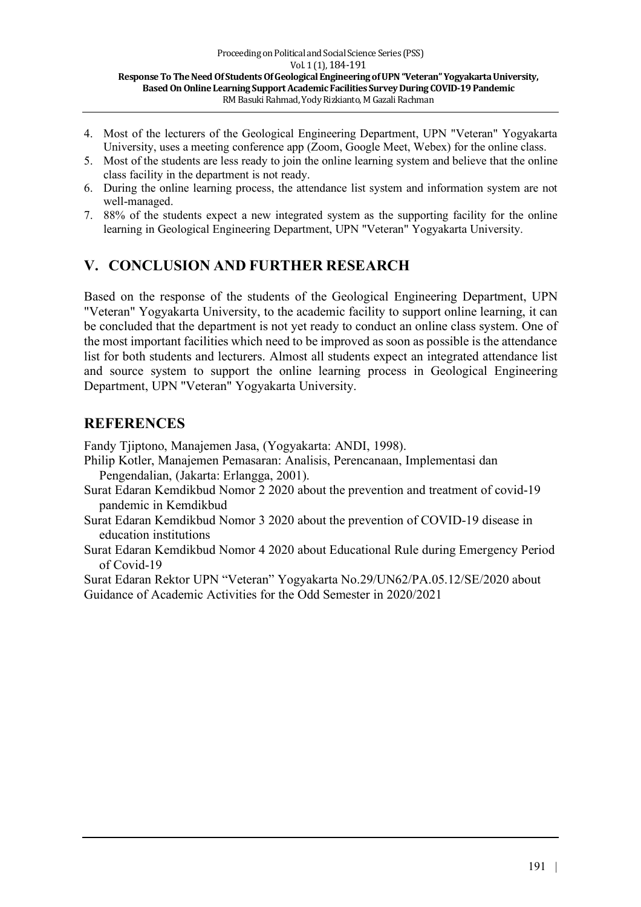4. Most of the lecturers of the Geological Engineering Department, UPN "Veteran" Yogyakarta University, uses a meeting conference app (Zoom, Google Meet, Webex) for the online class.
5. Most of the students are less ready to join the online learning system and believe that the online class facility in the department is not ready.
6. During the online learning process, the attendance list system and information system are not well-managed.
7. 88% of the students expect a new integrated system as the supporting facility for the online learning in Geological Engineering Department, UPN "Veteran" Yogyakarta University.

## V. CONCLUSION AND FURTHER RESEARCH

Based on the response of the students of the Geological Engineering Department, UPN "Veteran" Yogyakarta University, to the academic facility to support online learning, it can be concluded that the department is not yet ready to conduct an online class system. One of the most important facilities which need to be improved as soon as possible is the attendance list for both students and lecturers. Almost all students expect an integrated attendance list and source system to support the online learning process in Geological Engineering Department, UPN "Veteran" Yogyakarta University.

## REFERENCES

Fandy Tjiptono, Manajemen Jasa, (Yogyakarta: ANDI, 1998).

Philip Kotler, Manajemen Pemasaran: Analisis, Perencanaan, Implementasi dan Pengendalian, (Jakarta: Erlangga, 2001).

Surat Edaran Kemdikbud Nomor 2 2020 about the prevention and treatment of covid-19 pandemic in Kemdikbud

Surat Edaran Kemdikbud Nomor 3 2020 about the prevention of COVID-19 disease in education institutions

Surat Edaran Kemdikbud Nomor 4 2020 about Educational Rule during Emergency Period of Covid-19

Surat Edaran Rektor UPN "Veteran" Yogyakarta No.29/UN62/PA.05.12/SE/2020 about Guidance of Academic Activities for the Odd Semester in 2020/2021